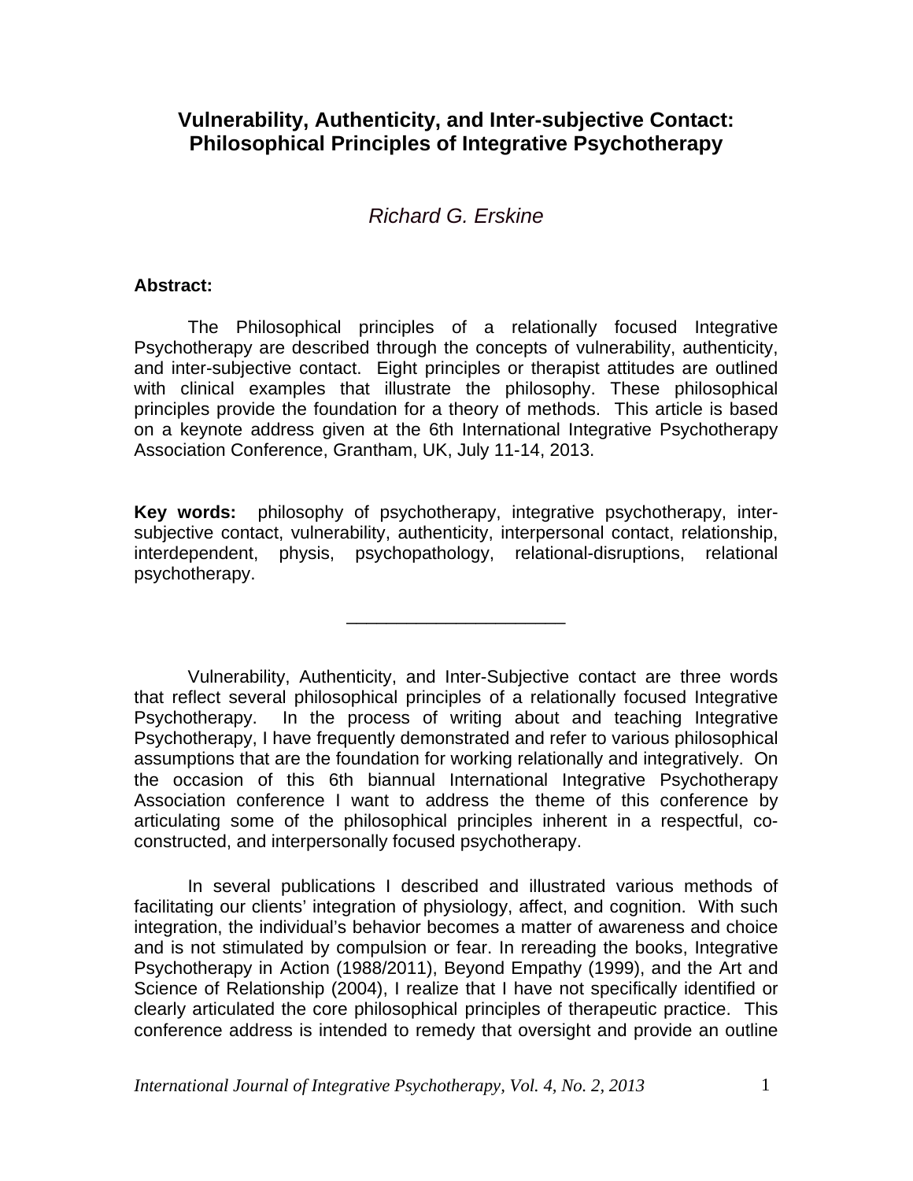# Vulnerability, Authenticity, and Inter-subjective Contact: Philosophical Principles of Integrative Psychotherapy

*Richard G. Erskine*

**Abstract:**

The Philosophical principles of a relationally focused Integrative Psychotherapy are described through the concepts of vulnerability, authenticity, and inter-subjective contact. Eight principles or therapist attitudes are outlined with clinical examples that illustrate the philosophy. These philosophical principles provide the foundation for a theory of methods. This article is based on a keynote address given at the 6th International Integrative Psychotherapy Association Conference, Grantham, UK, July 11-14, 2013.

**Key words:** philosophy of psychotherapy, integrative psychotherapy, inter-subjective contact, vulnerability, authenticity, interpersonal contact, relationship, interdependent, physis, psychopathology, relational-disruptions, relational psychotherapy.

---

Vulnerability, Authenticity, and Inter-Subjective contact are three words that reflect several philosophical principles of a relationally focused Integrative Psychotherapy. In the process of writing about and teaching Integrative Psychotherapy, I have frequently demonstrated and refer to various philosophical assumptions that are the foundation for working relationally and integratively. On the occasion of this 6th biannual International Integrative Psychotherapy Association conference I want to address the theme of this conference by articulating some of the philosophical principles inherent in a respectful, co-constructed, and interpersonally focused psychotherapy.

In several publications I described and illustrated various methods of facilitating our clients' integration of physiology, affect, and cognition. With such integration, the individual's behavior becomes a matter of awareness and choice and is not stimulated by compulsion or fear. In rereading the books, Integrative Psychotherapy in Action (1988/2011), Beyond Empathy (1999), and the Art and Science of Relationship (2004), I realize that I have not specifically identified or clearly articulated the core philosophical principles of therapeutic practice. This conference address is intended to remedy that oversight and provide an outline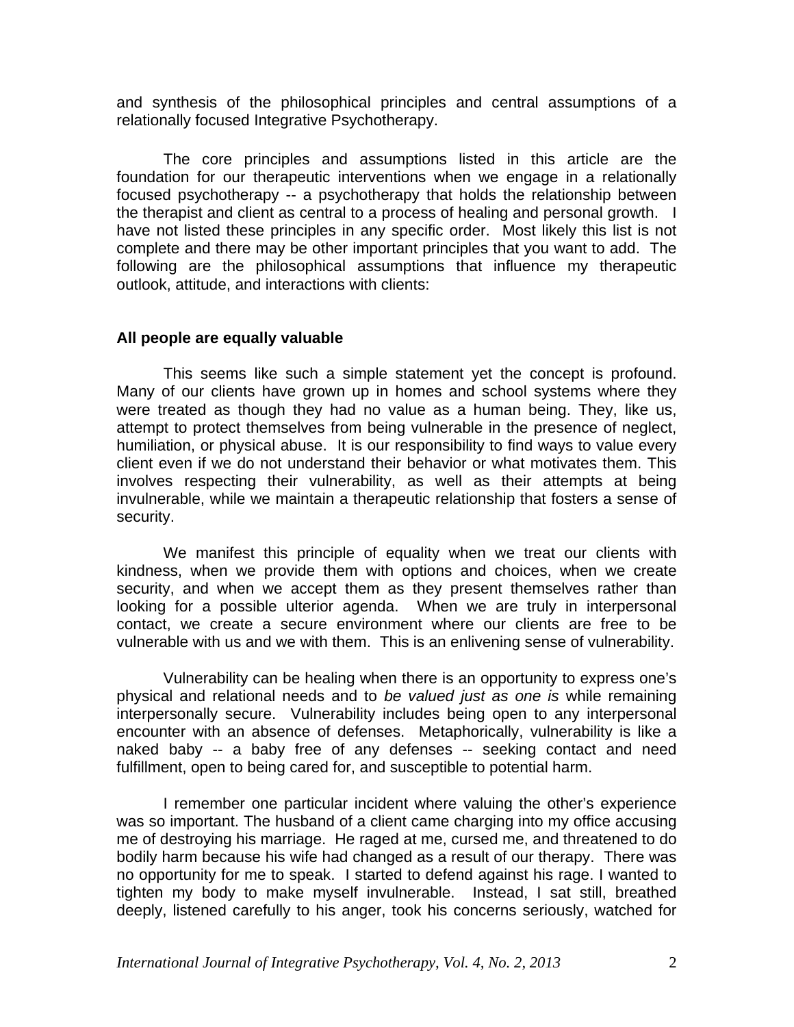and synthesis of the philosophical principles and central assumptions of a relationally focused Integrative Psychotherapy.

The core principles and assumptions listed in this article are the foundation for our therapeutic interventions when we engage in a relationally focused psychotherapy -- a psychotherapy that holds the relationship between the therapist and client as central to a process of healing and personal growth. I have not listed these principles in any specific order. Most likely this list is not complete and there may be other important principles that you want to add. The following are the philosophical assumptions that influence my therapeutic outlook, attitude, and interactions with clients:

**All people are equally valuable**

This seems like such a simple statement yet the concept is profound. Many of our clients have grown up in homes and school systems where they were treated as though they had no value as a human being. They, like us, attempt to protect themselves from being vulnerable in the presence of neglect, humiliation, or physical abuse. It is our responsibility to find ways to value every client even if we do not understand their behavior or what motivates them. This involves respecting their vulnerability, as well as their attempts at being invulnerable, while we maintain a therapeutic relationship that fosters a sense of security.

We manifest this principle of equality when we treat our clients with kindness, when we provide them with options and choices, when we create security, and when we accept them as they present themselves rather than looking for a possible ulterior agenda. When we are truly in interpersonal contact, we create a secure environment where our clients are free to be vulnerable with us and we with them. This is an enlivening sense of vulnerability.

Vulnerability can be healing when there is an opportunity to express one's physical and relational needs and to *be valued just as one is* while remaining interpersonally secure. Vulnerability includes being open to any interpersonal encounter with an absence of defenses. Metaphorically, vulnerability is like a naked baby -- a baby free of any defenses -- seeking contact and need fulfillment, open to being cared for, and susceptible to potential harm.

I remember one particular incident where valuing the other's experience was so important. The husband of a client came charging into my office accusing me of destroying his marriage. He raged at me, cursed me, and threatened to do bodily harm because his wife had changed as a result of our therapy. There was no opportunity for me to speak. I started to defend against his rage. I wanted to tighten my body to make myself invulnerable. Instead, I sat still, breathed deeply, listened carefully to his anger, took his concerns seriously, watched for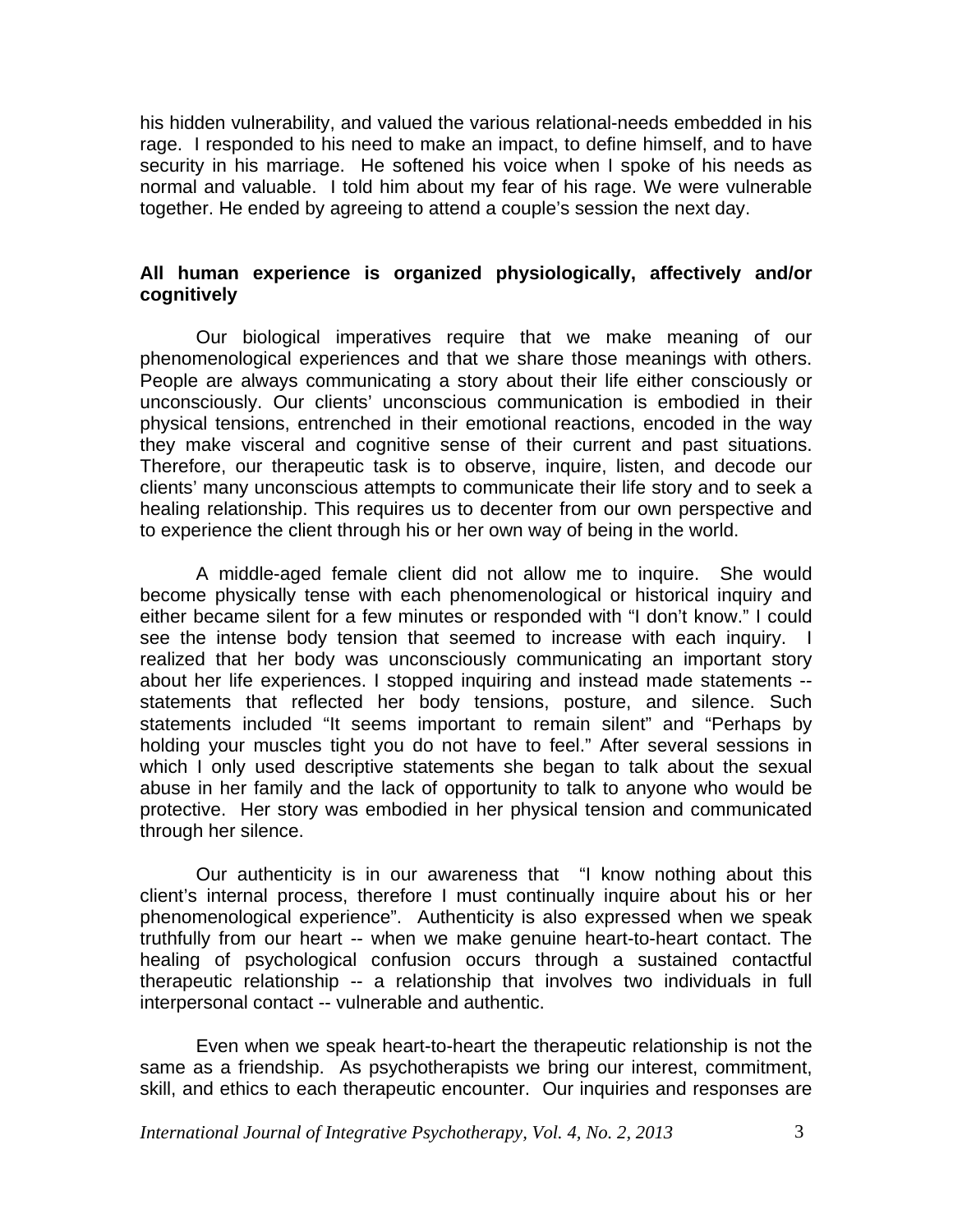his hidden vulnerability, and valued the various relational-needs embedded in his rage. I responded to his need to make an impact, to define himself, and to have security in his marriage. He softened his voice when I spoke of his needs as normal and valuable. I told him about my fear of his rage. We were vulnerable together. He ended by agreeing to attend a couple's session the next day.

**All human experience is organized physiologically, affectively and/or cognitively**

Our biological imperatives require that we make meaning of our phenomenological experiences and that we share those meanings with others. People are always communicating a story about their life either consciously or unconsciously. Our clients' unconscious communication is embodied in their physical tensions, entrenched in their emotional reactions, encoded in the way they make visceral and cognitive sense of their current and past situations. Therefore, our therapeutic task is to observe, inquire, listen, and decode our clients' many unconscious attempts to communicate their life story and to seek a healing relationship. This requires us to decenter from our own perspective and to experience the client through his or her own way of being in the world.

A middle-aged female client did not allow me to inquire. She would become physically tense with each phenomenological or historical inquiry and either became silent for a few minutes or responded with "I don't know." I could see the intense body tension that seemed to increase with each inquiry. I realized that her body was unconsciously communicating an important story about her life experiences. I stopped inquiring and instead made statements -- statements that reflected her body tensions, posture, and silence. Such statements included "It seems important to remain silent" and "Perhaps by holding your muscles tight you do not have to feel." After several sessions in which I only used descriptive statements she began to talk about the sexual abuse in her family and the lack of opportunity to talk to anyone who would be protective. Her story was embodied in her physical tension and communicated through her silence.

Our authenticity is in our awareness that "I know nothing about this client's internal process, therefore I must continually inquire about his or her phenomenological experience". Authenticity is also expressed when we speak truthfully from our heart -- when we make genuine heart-to-heart contact. The healing of psychological confusion occurs through a sustained contactful therapeutic relationship -- a relationship that involves two individuals in full interpersonal contact -- vulnerable and authentic.

Even when we speak heart-to-heart the therapeutic relationship is not the same as a friendship. As psychotherapists we bring our interest, commitment, skill, and ethics to each therapeutic encounter. Our inquiries and responses are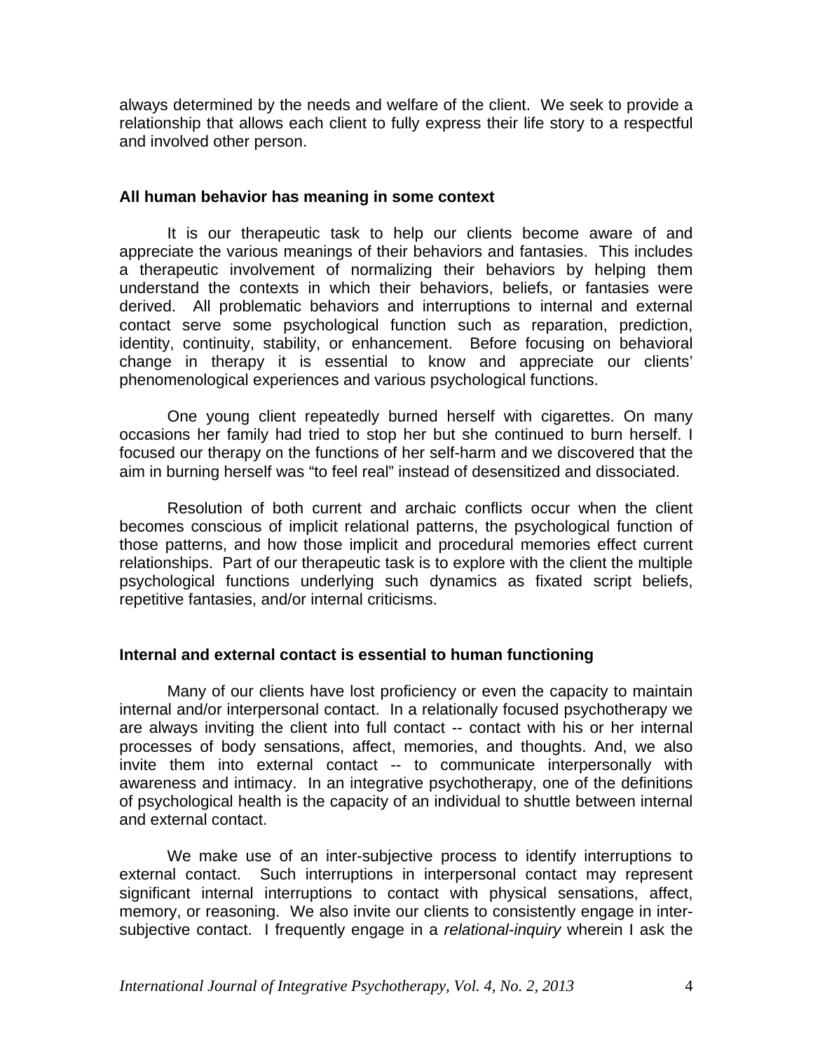always determined by the needs and welfare of the client. We seek to provide a relationship that allows each client to fully express their life story to a respectful and involved other person.

### All human behavior has meaning in some context

It is our therapeutic task to help our clients become aware of and appreciate the various meanings of their behaviors and fantasies. This includes a therapeutic involvement of normalizing their behaviors by helping them understand the contexts in which their behaviors, beliefs, or fantasies were derived. All problematic behaviors and interruptions to internal and external contact serve some psychological function such as reparation, prediction, identity, continuity, stability, or enhancement. Before focusing on behavioral change in therapy it is essential to know and appreciate our clients' phenomenological experiences and various psychological functions.

One young client repeatedly burned herself with cigarettes. On many occasions her family had tried to stop her but she continued to burn herself. I focused our therapy on the functions of her self-harm and we discovered that the aim in burning herself was "to feel real" instead of desensitized and dissociated.

Resolution of both current and archaic conflicts occur when the client becomes conscious of implicit relational patterns, the psychological function of those patterns, and how those implicit and procedural memories effect current relationships. Part of our therapeutic task is to explore with the client the multiple psychological functions underlying such dynamics as fixated script beliefs, repetitive fantasies, and/or internal criticisms.

### Internal and external contact is essential to human functioning

Many of our clients have lost proficiency or even the capacity to maintain internal and/or interpersonal contact. In a relationally focused psychotherapy we are always inviting the client into full contact -- contact with his or her internal processes of body sensations, affect, memories, and thoughts. And, we also invite them into external contact -- to communicate interpersonally with awareness and intimacy. In an integrative psychotherapy, one of the definitions of psychological health is the capacity of an individual to shuttle between internal and external contact.

We make use of an inter-subjective process to identify interruptions to external contact. Such interruptions in interpersonal contact may represent significant internal interruptions to contact with physical sensations, affect, memory, or reasoning. We also invite our clients to consistently engage in inter-subjective contact. I frequently engage in a *relational-inquiry* wherein I ask the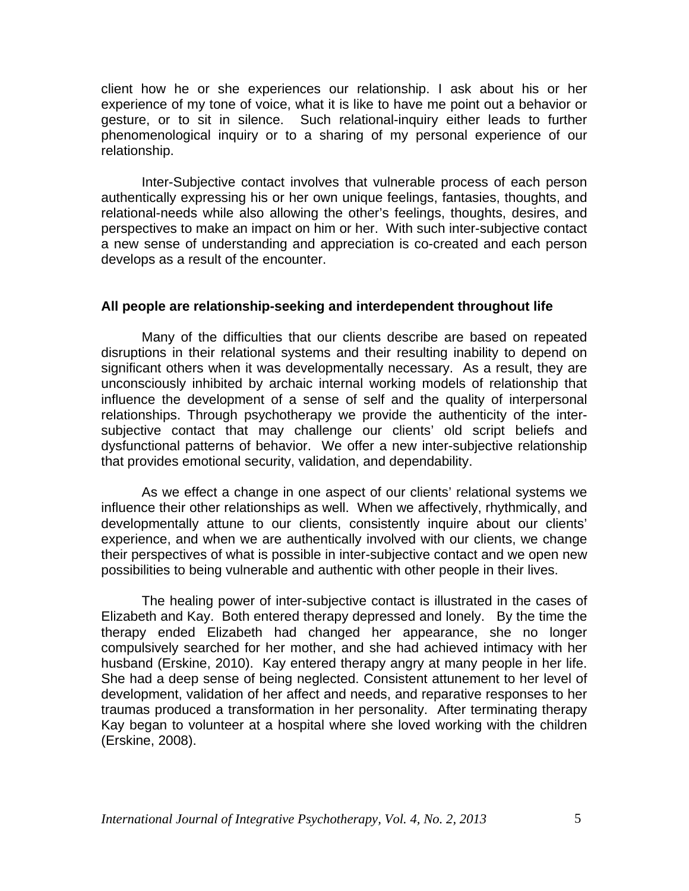client how he or she experiences our relationship. I ask about his or her experience of my tone of voice, what it is like to have me point out a behavior or gesture, or to sit in silence. Such relational-inquiry either leads to further phenomenological inquiry or to a sharing of my personal experience of our relationship.

Inter-Subjective contact involves that vulnerable process of each person authentically expressing his or her own unique feelings, fantasies, thoughts, and relational-needs while also allowing the other's feelings, thoughts, desires, and perspectives to make an impact on him or her. With such inter-subjective contact a new sense of understanding and appreciation is co-created and each person develops as a result of the encounter.

**All people are relationship-seeking and interdependent throughout life**

Many of the difficulties that our clients describe are based on repeated disruptions in their relational systems and their resulting inability to depend on significant others when it was developmentally necessary. As a result, they are unconsciously inhibited by archaic internal working models of relationship that influence the development of a sense of self and the quality of interpersonal relationships. Through psychotherapy we provide the authenticity of the inter-subjective contact that may challenge our clients' old script beliefs and dysfunctional patterns of behavior. We offer a new inter-subjective relationship that provides emotional security, validation, and dependability.

As we effect a change in one aspect of our clients' relational systems we influence their other relationships as well. When we affectively, rhythmically, and developmentally attune to our clients, consistently inquire about our clients' experience, and when we are authentically involved with our clients, we change their perspectives of what is possible in inter-subjective contact and we open new possibilities to being vulnerable and authentic with other people in their lives.

The healing power of inter-subjective contact is illustrated in the cases of Elizabeth and Kay. Both entered therapy depressed and lonely. By the time the therapy ended Elizabeth had changed her appearance, she no longer compulsively searched for her mother, and she had achieved intimacy with her husband (Erskine, 2010). Kay entered therapy angry at many people in her life. She had a deep sense of being neglected. Consistent attunement to her level of development, validation of her affect and needs, and reparative responses to her traumas produced a transformation in her personality. After terminating therapy Kay began to volunteer at a hospital where she loved working with the children (Erskine, 2008).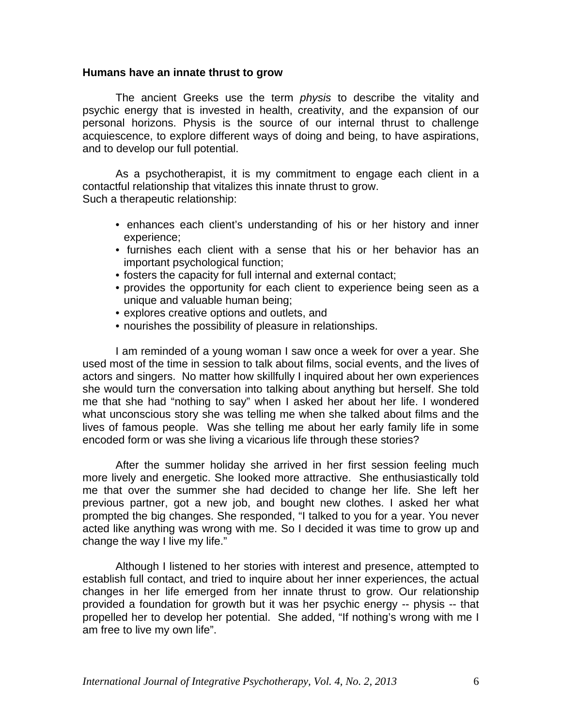**Humans have an innate thrust to grow**

The ancient Greeks use the term *physis* to describe the vitality and psychic energy that is invested in health, creativity, and the expansion of our personal horizons. Physis is the source of our internal thrust to challenge acquiescence, to explore different ways of doing and being, to have aspirations, and to develop our full potential.

As a psychotherapist, it is my commitment to engage each client in a contactful relationship that vitalizes this innate thrust to grow.
Such a therapeutic relationship:

- enhances each client's understanding of his or her history and inner experience;
- furnishes each client with a sense that his or her behavior has an important psychological function;
- fosters the capacity for full internal and external contact;
- provides the opportunity for each client to experience being seen as a unique and valuable human being;
- explores creative options and outlets, and
- nourishes the possibility of pleasure in relationships.

I am reminded of a young woman I saw once a week for over a year. She used most of the time in session to talk about films, social events, and the lives of actors and singers. No matter how skillfully I inquired about her own experiences she would turn the conversation into talking about anything but herself. She told me that she had "nothing to say" when I asked her about her life. I wondered what unconscious story she was telling me when she talked about films and the lives of famous people. Was she telling me about her early family life in some encoded form or was she living a vicarious life through these stories?

After the summer holiday she arrived in her first session feeling much more lively and energetic. She looked more attractive. She enthusiastically told me that over the summer she had decided to change her life. She left her previous partner, got a new job, and bought new clothes. I asked her what prompted the big changes. She responded, "I talked to you for a year. You never acted like anything was wrong with me. So I decided it was time to grow up and change the way I live my life."

Although I listened to her stories with interest and presence, attempted to establish full contact, and tried to inquire about her inner experiences, the actual changes in her life emerged from her innate thrust to grow. Our relationship provided a foundation for growth but it was her psychic energy -- physis -- that propelled her to develop her potential. She added, "If nothing's wrong with me I am free to live my own life".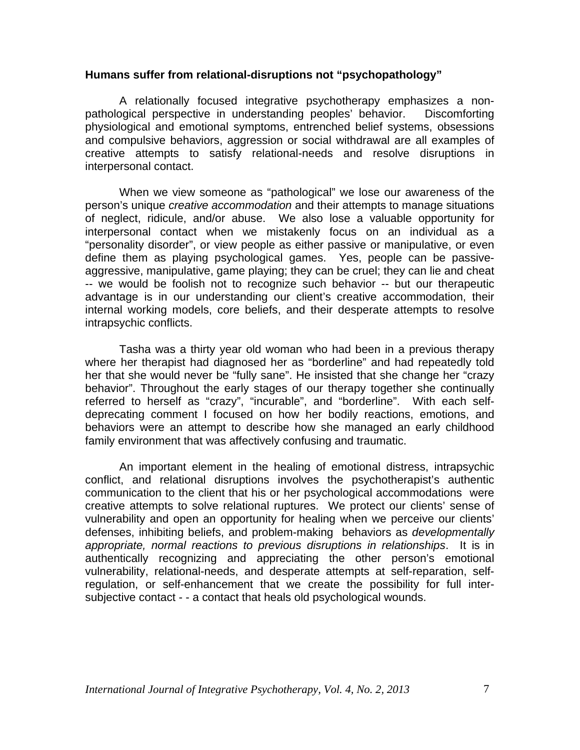**Humans suffer from relational-disruptions not "psychopathology"**

A relationally focused integrative psychotherapy emphasizes a non-pathological perspective in understanding peoples' behavior. Discomforting physiological and emotional symptoms, entrenched belief systems, obsessions and compulsive behaviors, aggression or social withdrawal are all examples of creative attempts to satisfy relational-needs and resolve disruptions in interpersonal contact.

When we view someone as "pathological" we lose our awareness of the person's unique *creative accommodation* and their attempts to manage situations of neglect, ridicule, and/or abuse. We also lose a valuable opportunity for interpersonal contact when we mistakenly focus on an individual as a "personality disorder", or view people as either passive or manipulative, or even define them as playing psychological games. Yes, people can be passive-aggressive, manipulative, game playing; they can be cruel; they can lie and cheat -- we would be foolish not to recognize such behavior -- but our therapeutic advantage is in our understanding our client's creative accommodation, their internal working models, core beliefs, and their desperate attempts to resolve intrapsychic conflicts.

Tasha was a thirty year old woman who had been in a previous therapy where her therapist had diagnosed her as "borderline" and had repeatedly told her that she would never be "fully sane". He insisted that she change her "crazy behavior". Throughout the early stages of our therapy together she continually referred to herself as "crazy", "incurable", and "borderline". With each self-deprecating comment I focused on how her bodily reactions, emotions, and behaviors were an attempt to describe how she managed an early childhood family environment that was affectively confusing and traumatic.

An important element in the healing of emotional distress, intrapsychic conflict, and relational disruptions involves the psychotherapist's authentic communication to the client that his or her psychological accommodations were creative attempts to solve relational ruptures. We protect our clients' sense of vulnerability and open an opportunity for healing when we perceive our clients' defenses, inhibiting beliefs, and problem-making behaviors as *developmentally appropriate, normal reactions to previous disruptions in relationships*. It is in authentically recognizing and appreciating the other person's emotional vulnerability, relational-needs, and desperate attempts at self-reparation, self-regulation, or self-enhancement that we create the possibility for full inter-subjective contact - - a contact that heals old psychological wounds.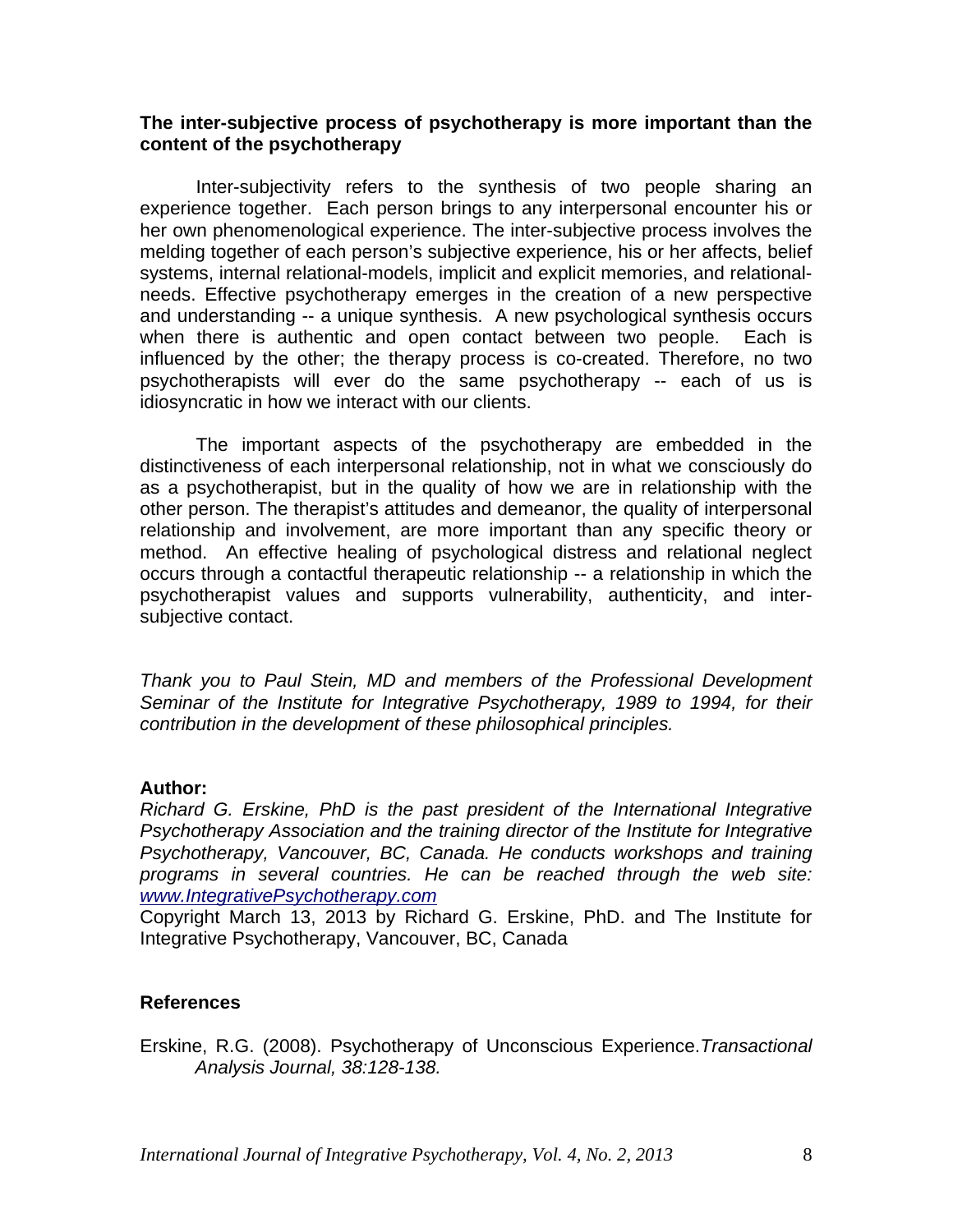**The inter-subjective process of psychotherapy is more important than the content of the psychotherapy**

Inter-subjectivity refers to the synthesis of two people sharing an experience together. Each person brings to any interpersonal encounter his or her own phenomenological experience. The inter-subjective process involves the melding together of each person's subjective experience, his or her affects, belief systems, internal relational-models, implicit and explicit memories, and relational-needs. Effective psychotherapy emerges in the creation of a new perspective and understanding -- a unique synthesis. A new psychological synthesis occurs when there is authentic and open contact between two people. Each is influenced by the other; the therapy process is co-created. Therefore, no two psychotherapists will ever do the same psychotherapy -- each of us is idiosyncratic in how we interact with our clients.

The important aspects of the psychotherapy are embedded in the distinctiveness of each interpersonal relationship, not in what we consciously do as a psychotherapist, but in the quality of how we are in relationship with the other person. The therapist's attitudes and demeanor, the quality of interpersonal relationship and involvement, are more important than any specific theory or method. An effective healing of psychological distress and relational neglect occurs through a contactful therapeutic relationship -- a relationship in which the psychotherapist values and supports vulnerability, authenticity, and inter-subjective contact.

*Thank you to Paul Stein, MD and members of the Professional Development Seminar of the Institute for Integrative Psychotherapy, 1989 to 1994, for their contribution in the development of these philosophical principles.*

**Author:**

*Richard G. Erskine, PhD is the past president of the International Integrative Psychotherapy Association and the training director of the Institute for Integrative Psychotherapy, Vancouver, BC, Canada. He conducts workshops and training programs in several countries. He can be reached through the web site: [www.IntegrativePsychotherapy.com](http://www.IntegrativePsychotherapy.com)*

Copyright March 13, 2013 by Richard G. Erskine, PhD. and The Institute for Integrative Psychotherapy, Vancouver, BC, Canada

**References**

Erskine, R.G. (2008). Psychotherapy of Unconscious Experience.*Transactional Analysis Journal, 38:128-138.*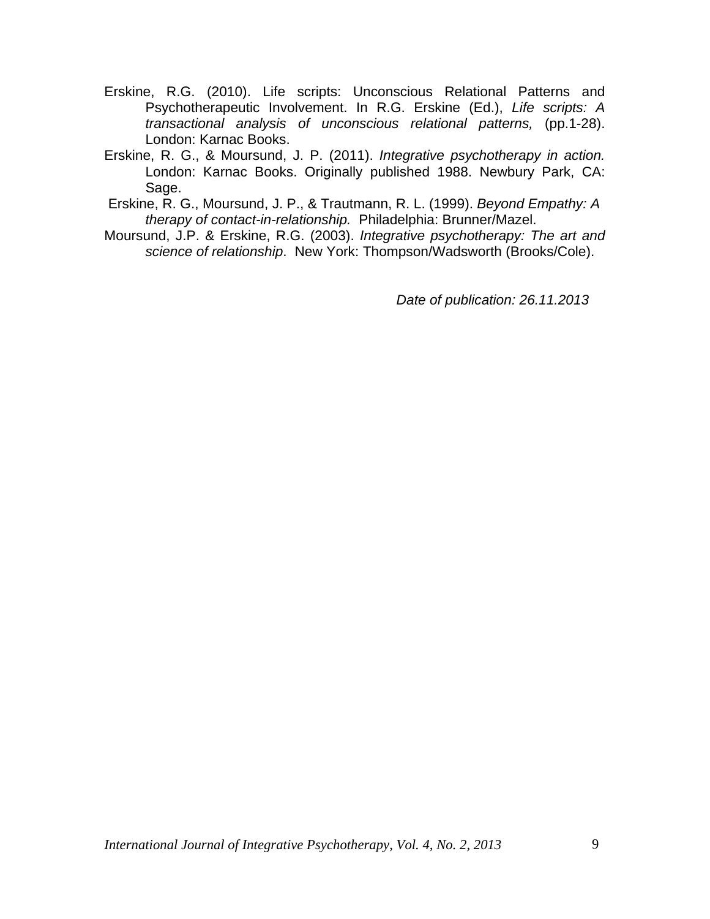Erskine, R.G. (2010). Life scripts: Unconscious Relational Patterns and Psychotherapeutic Involvement. In R.G. Erskine (Ed.), *Life scripts: A transactional analysis of unconscious relational patterns,* (pp.1-28). London: Karnac Books.

Erskine, R. G., & Moursund, J. P. (2011). *Integrative psychotherapy in action.* London: Karnac Books. Originally published 1988. Newbury Park, CA: Sage.

Erskine, R. G., Moursund, J. P., & Trautmann, R. L. (1999). *Beyond Empathy: A therapy of contact-in-relationship.* Philadelphia: Brunner/Mazel.

Moursund, J.P. & Erskine, R.G. (2003). *Integrative psychotherapy: The art and science of relationship*. New York: Thompson/Wadsworth (Brooks/Cole).

*Date of publication: 26.11.2013*